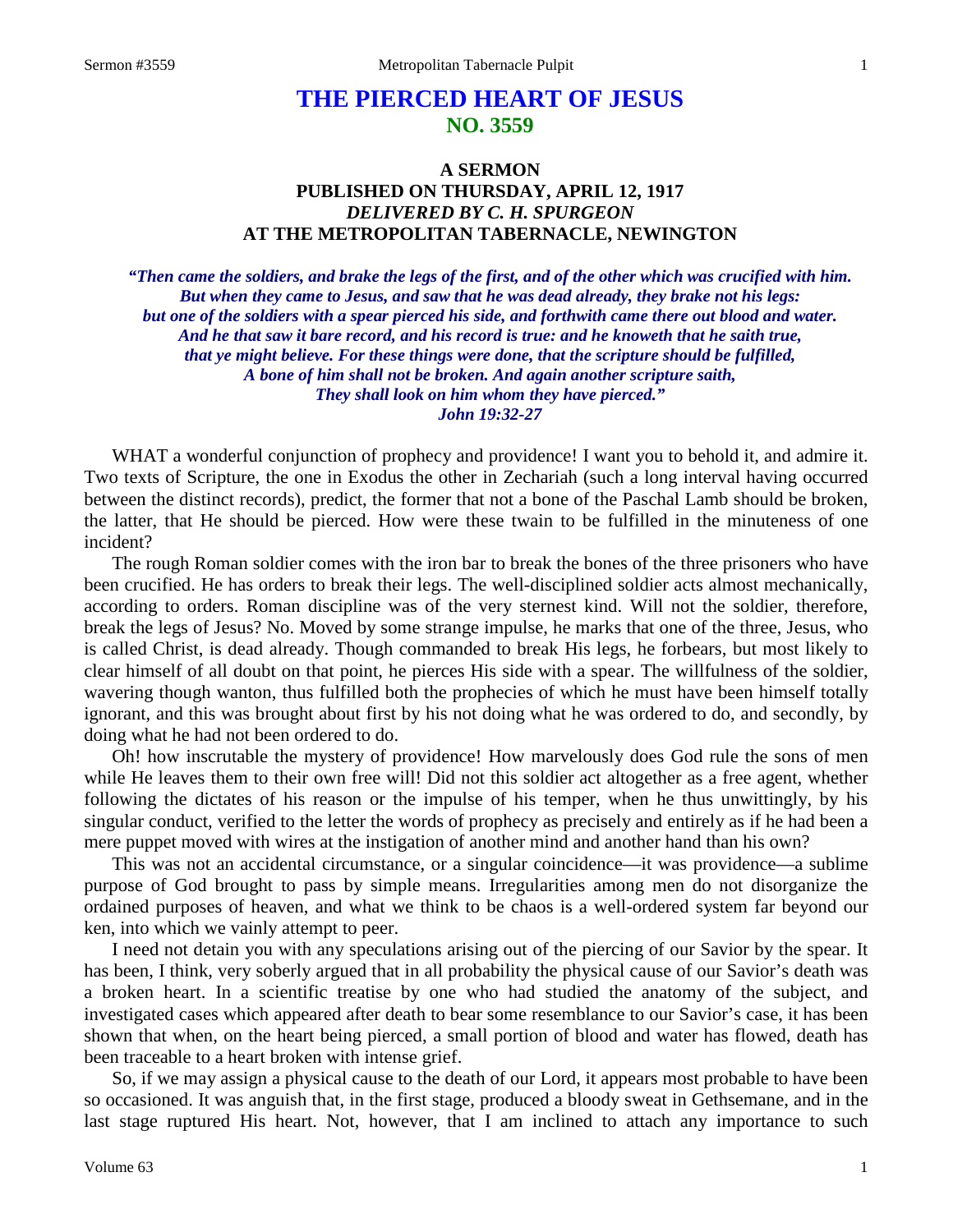# THE PIERCED HEART OF JESUS
## NO. 3559

### A SERMON
### PUBLISHED ON THURSDAY, APRIL 12, 1917
### *DELIVERED BY C. H. SPURGEON*
### AT THE METROPOLITAN TABERNACLE, NEWINGTON

***"Then came the soldiers, and brake the legs of the first, and of the other which was crucified with him. But when they came to Jesus, and saw that he was dead already, they brake not his legs: but one of the soldiers with a spear pierced his side, and forthwith came there out blood and water. And he that saw it bare record, and his record is true: and he knoweth that he saith true, that ye might believe. For these things were done, that the scripture should be fulfilled, A bone of him shall not be broken. And again another scripture saith, They shall look on him whom they have pierced." John 19:32-27***

WHAT a wonderful conjunction of prophecy and providence! I want you to behold it, and admire it. Two texts of Scripture, the one in Exodus the other in Zechariah (such a long interval having occurred between the distinct records), predict, the former that not a bone of the Paschal Lamb should be broken, the latter, that He should be pierced. How were these twain to be fulfilled in the minuteness of one incident?

The rough Roman soldier comes with the iron bar to break the bones of the three prisoners who have been crucified. He has orders to break their legs. The well-disciplined soldier acts almost mechanically, according to orders. Roman discipline was of the very sternest kind. Will not the soldier, therefore, break the legs of Jesus? No. Moved by some strange impulse, he marks that one of the three, Jesus, who is called Christ, is dead already. Though commanded to break His legs, he forbears, but most likely to clear himself of all doubt on that point, he pierces His side with a spear. The willfulness of the soldier, wavering though wanton, thus fulfilled both the prophecies of which he must have been himself totally ignorant, and this was brought about first by his not doing what he was ordered to do, and secondly, by doing what he had not been ordered to do.

Oh! how inscrutable the mystery of providence! How marvelously does God rule the sons of men while He leaves them to their own free will! Did not this soldier act altogether as a free agent, whether following the dictates of his reason or the impulse of his temper, when he thus unwittingly, by his singular conduct, verified to the letter the words of prophecy as precisely and entirely as if he had been a mere puppet moved with wires at the instigation of another mind and another hand than his own?

This was not an accidental circumstance, or a singular coincidence—it was providence—a sublime purpose of God brought to pass by simple means. Irregularities among men do not disorganize the ordained purposes of heaven, and what we think to be chaos is a well-ordered system far beyond our ken, into which we vainly attempt to peer.

I need not detain you with any speculations arising out of the piercing of our Savior by the spear. It has been, I think, very soberly argued that in all probability the physical cause of our Savior's death was a broken heart. In a scientific treatise by one who had studied the anatomy of the subject, and investigated cases which appeared after death to bear some resemblance to our Savior's case, it has been shown that when, on the heart being pierced, a small portion of blood and water has flowed, death has been traceable to a heart broken with intense grief.

So, if we may assign a physical cause to the death of our Lord, it appears most probable to have been so occasioned. It was anguish that, in the first stage, produced a bloody sweat in Gethsemane, and in the last stage ruptured His heart. Not, however, that I am inclined to attach any importance to such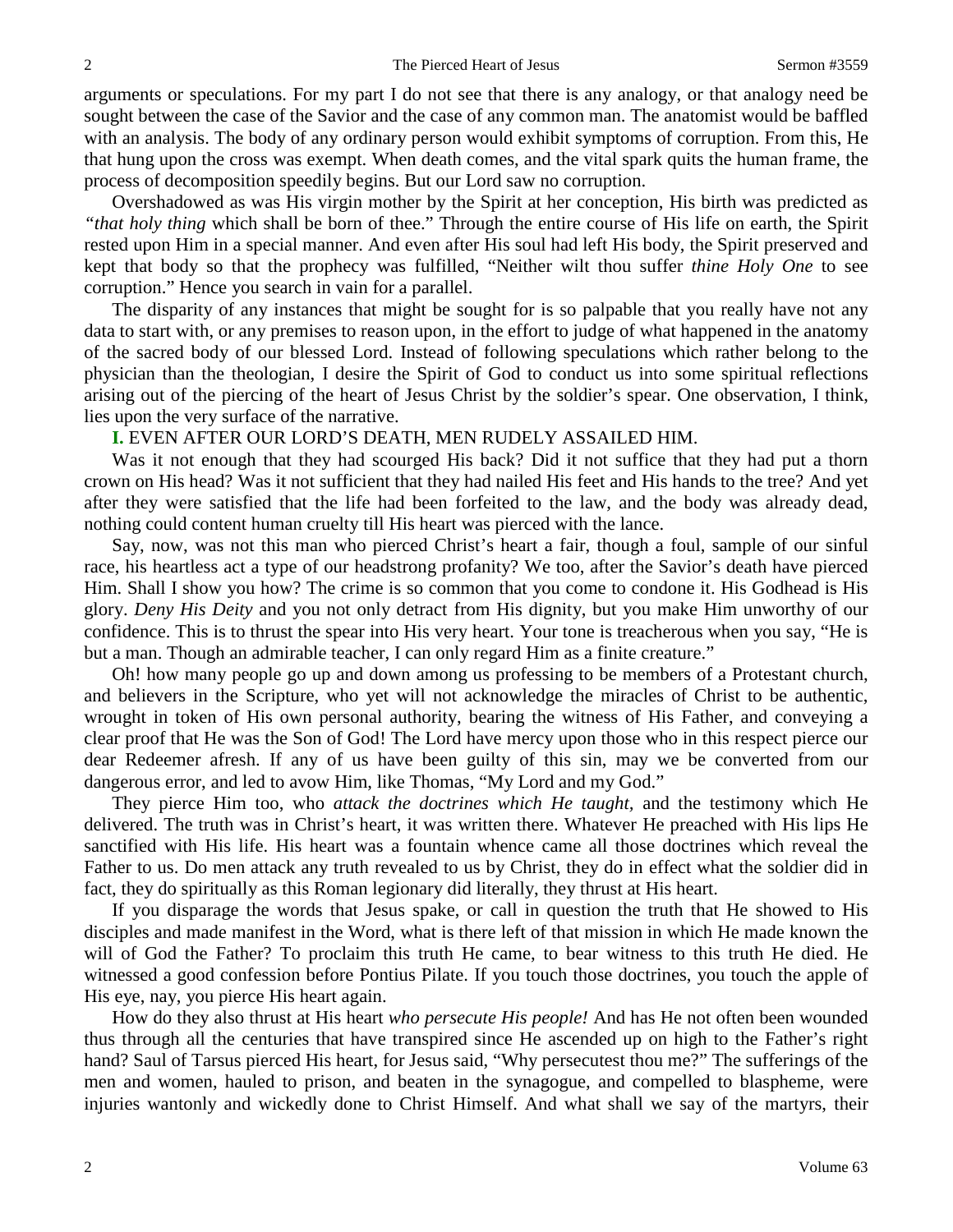arguments or speculations. For my part I do not see that there is any analogy, or that analogy need be sought between the case of the Savior and the case of any common man. The anatomist would be baffled with an analysis. The body of any ordinary person would exhibit symptoms of corruption. From this, He that hung upon the cross was exempt. When death comes, and the vital spark quits the human frame, the process of decomposition speedily begins. But our Lord saw no corruption.

Overshadowed as was His virgin mother by the Spirit at her conception, His birth was predicted as *"that holy thing* which shall be born of thee." Through the entire course of His life on earth, the Spirit rested upon Him in a special manner. And even after His soul had left His body, the Spirit preserved and kept that body so that the prophecy was fulfilled, "Neither wilt thou suffer *thine Holy One* to see corruption." Hence you search in vain for a parallel.

The disparity of any instances that might be sought for is so palpable that you really have not any data to start with, or any premises to reason upon, in the effort to judge of what happened in the anatomy of the sacred body of our blessed Lord. Instead of following speculations which rather belong to the physician than the theologian, I desire the Spirit of God to conduct us into some spiritual reflections arising out of the piercing of the heart of Jesus Christ by the soldier's spear. One observation, I think, lies upon the very surface of the narrative.

**I.** EVEN AFTER OUR LORD'S DEATH, MEN RUDELY ASSAILED HIM.

Was it not enough that they had scourged His back? Did it not suffice that they had put a thorn crown on His head? Was it not sufficient that they had nailed His feet and His hands to the tree? And yet after they were satisfied that the life had been forfeited to the law, and the body was already dead, nothing could content human cruelty till His heart was pierced with the lance.

Say, now, was not this man who pierced Christ's heart a fair, though a foul, sample of our sinful race, his heartless act a type of our headstrong profanity? We too, after the Savior's death have pierced Him. Shall I show you how? The crime is so common that you come to condone it. His Godhead is His glory. *Deny His Deity* and you not only detract from His dignity, but you make Him unworthy of our confidence. This is to thrust the spear into His very heart. Your tone is treacherous when you say, "He is but a man. Though an admirable teacher, I can only regard Him as a finite creature."

Oh! how many people go up and down among us professing to be members of a Protestant church, and believers in the Scripture, who yet will not acknowledge the miracles of Christ to be authentic, wrought in token of His own personal authority, bearing the witness of His Father, and conveying a clear proof that He was the Son of God! The Lord have mercy upon those who in this respect pierce our dear Redeemer afresh. If any of us have been guilty of this sin, may we be converted from our dangerous error, and led to avow Him, like Thomas, "My Lord and my God."

They pierce Him too, who *attack the doctrines which He taught,* and the testimony which He delivered. The truth was in Christ's heart, it was written there. Whatever He preached with His lips He sanctified with His life. His heart was a fountain whence came all those doctrines which reveal the Father to us. Do men attack any truth revealed to us by Christ, they do in effect what the soldier did in fact, they do spiritually as this Roman legionary did literally, they thrust at His heart.

If you disparage the words that Jesus spake, or call in question the truth that He showed to His disciples and made manifest in the Word, what is there left of that mission in which He made known the will of God the Father? To proclaim this truth He came, to bear witness to this truth He died. He witnessed a good confession before Pontius Pilate. If you touch those doctrines, you touch the apple of His eye, nay, you pierce His heart again.

How do they also thrust at His heart *who persecute His people!* And has He not often been wounded thus through all the centuries that have transpired since He ascended up on high to the Father's right hand? Saul of Tarsus pierced His heart, for Jesus said, "Why persecutest thou me?" The sufferings of the men and women, hauled to prison, and beaten in the synagogue, and compelled to blaspheme, were injuries wantonly and wickedly done to Christ Himself. And what shall we say of the martyrs, their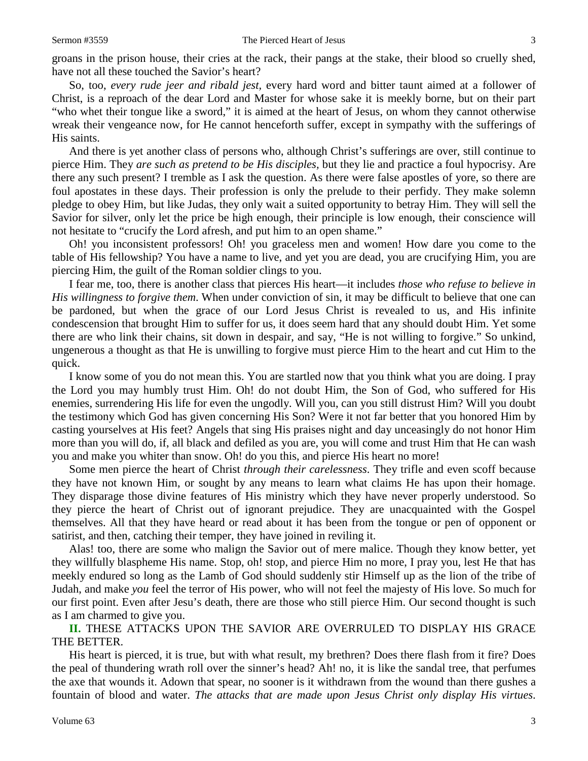groans in the prison house, their cries at the rack, their pangs at the stake, their blood so cruelly shed, have not all these touched the Savior's heart?

So, too, *every rude jeer and ribald jest,* every hard word and bitter taunt aimed at a follower of Christ, is a reproach of the dear Lord and Master for whose sake it is meekly borne, but on their part "who whet their tongue like a sword," it is aimed at the heart of Jesus, on whom they cannot otherwise wreak their vengeance now, for He cannot henceforth suffer, except in sympathy with the sufferings of His saints.

And there is yet another class of persons who, although Christ's sufferings are over, still continue to pierce Him. They *are such as pretend to be His disciples,* but they lie and practice a foul hypocrisy. Are there any such present? I tremble as I ask the question. As there were false apostles of yore, so there are foul apostates in these days. Their profession is only the prelude to their perfidy. They make solemn pledge to obey Him, but like Judas, they only wait a suited opportunity to betray Him. They will sell the Savior for silver, only let the price be high enough, their principle is low enough, their conscience will not hesitate to "crucify the Lord afresh, and put him to an open shame."

Oh! you inconsistent professors! Oh! you graceless men and women! How dare you come to the table of His fellowship? You have a name to live, and yet you are dead, you are crucifying Him, you are piercing Him, the guilt of the Roman soldier clings to you.

I fear me, too, there is another class that pierces His heart—it includes *those who refuse to believe in His willingness to forgive them*. When under conviction of sin, it may be difficult to believe that one can be pardoned, but when the grace of our Lord Jesus Christ is revealed to us, and His infinite condescension that brought Him to suffer for us, it does seem hard that any should doubt Him. Yet some there are who link their chains, sit down in despair, and say, "He is not willing to forgive." So unkind, ungenerous a thought as that He is unwilling to forgive must pierce Him to the heart and cut Him to the quick.

I know some of you do not mean this. You are startled now that you think what you are doing. I pray the Lord you may humbly trust Him. Oh! do not doubt Him, the Son of God, who suffered for His enemies, surrendering His life for even the ungodly. Will you, can you still distrust Him? Will you doubt the testimony which God has given concerning His Son? Were it not far better that you honored Him by casting yourselves at His feet? Angels that sing His praises night and day unceasingly do not honor Him more than you will do, if, all black and defiled as you are, you will come and trust Him that He can wash you and make you whiter than snow. Oh! do you this, and pierce His heart no more!

Some men pierce the heart of Christ *through their carelessness*. They trifle and even scoff because they have not known Him, or sought by any means to learn what claims He has upon their homage. They disparage those divine features of His ministry which they have never properly understood. So they pierce the heart of Christ out of ignorant prejudice. They are unacquainted with the Gospel themselves. All that they have heard or read about it has been from the tongue or pen of opponent or satirist, and then, catching their temper, they have joined in reviling it.

Alas! too, there are some who malign the Savior out of mere malice. Though they know better, yet they willfully blaspheme His name. Stop, oh! stop, and pierce Him no more, I pray you, lest He that has meekly endured so long as the Lamb of God should suddenly stir Himself up as the lion of the tribe of Judah, and make *you* feel the terror of His power, who will not feel the majesty of His love. So much for our first point. Even after Jesu's death, there are those who still pierce Him. Our second thought is such as I am charmed to give you.

## II. THESE ATTACKS UPON THE SAVIOR ARE OVERRULED TO DISPLAY HIS GRACE THE BETTER.

His heart is pierced, it is true, but with what result, my brethren? Does there flash from it fire? Does the peal of thundering wrath roll over the sinner's head? Ah! no, it is like the sandal tree, that perfumes the axe that wounds it. Adown that spear, no sooner is it withdrawn from the wound than there gushes a fountain of blood and water. *The attacks that are made upon Jesus Christ only display His virtues*.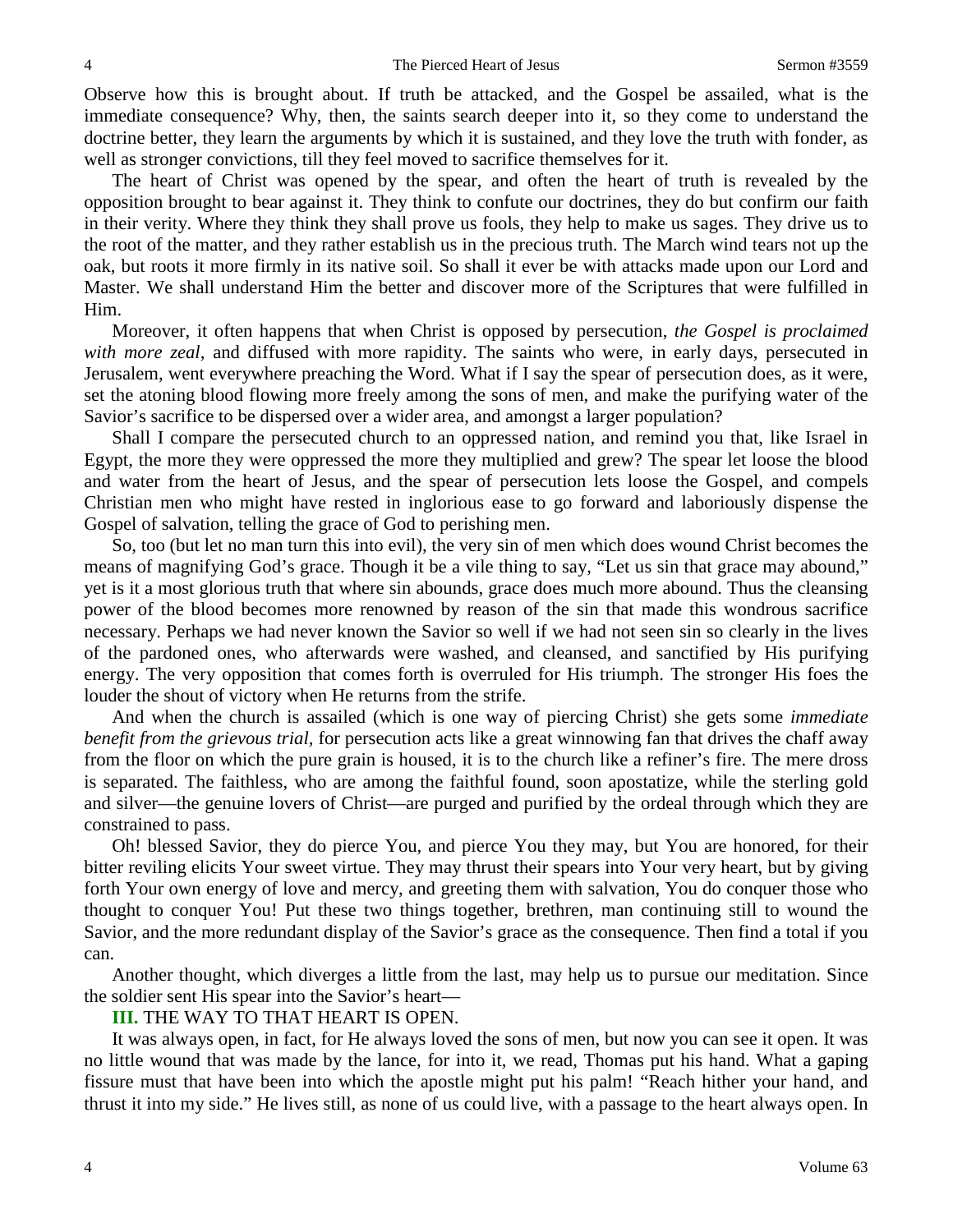Observe how this is brought about. If truth be attacked, and the Gospel be assailed, what is the immediate consequence? Why, then, the saints search deeper into it, so they come to understand the doctrine better, they learn the arguments by which it is sustained, and they love the truth with fonder, as well as stronger convictions, till they feel moved to sacrifice themselves for it.

The heart of Christ was opened by the spear, and often the heart of truth is revealed by the opposition brought to bear against it. They think to confute our doctrines, they do but confirm our faith in their verity. Where they think they shall prove us fools, they help to make us sages. They drive us to the root of the matter, and they rather establish us in the precious truth. The March wind tears not up the oak, but roots it more firmly in its native soil. So shall it ever be with attacks made upon our Lord and Master. We shall understand Him the better and discover more of the Scriptures that were fulfilled in Him.

Moreover, it often happens that when Christ is opposed by persecution, *the Gospel is proclaimed with more zeal,* and diffused with more rapidity. The saints who were, in early days, persecuted in Jerusalem, went everywhere preaching the Word. What if I say the spear of persecution does, as it were, set the atoning blood flowing more freely among the sons of men, and make the purifying water of the Savior's sacrifice to be dispersed over a wider area, and amongst a larger population?

Shall I compare the persecuted church to an oppressed nation, and remind you that, like Israel in Egypt, the more they were oppressed the more they multiplied and grew? The spear let loose the blood and water from the heart of Jesus, and the spear of persecution lets loose the Gospel, and compels Christian men who might have rested in inglorious ease to go forward and laboriously dispense the Gospel of salvation, telling the grace of God to perishing men.

So, too (but let no man turn this into evil), the very sin of men which does wound Christ becomes the means of magnifying God's grace. Though it be a vile thing to say, "Let us sin that grace may abound," yet is it a most glorious truth that where sin abounds, grace does much more abound. Thus the cleansing power of the blood becomes more renowned by reason of the sin that made this wondrous sacrifice necessary. Perhaps we had never known the Savior so well if we had not seen sin so clearly in the lives of the pardoned ones, who afterwards were washed, and cleansed, and sanctified by His purifying energy. The very opposition that comes forth is overruled for His triumph. The stronger His foes the louder the shout of victory when He returns from the strife.

And when the church is assailed (which is one way of piercing Christ) she gets some *immediate benefit from the grievous trial,* for persecution acts like a great winnowing fan that drives the chaff away from the floor on which the pure grain is housed, it is to the church like a refiner's fire. The mere dross is separated. The faithless, who are among the faithful found, soon apostatize, while the sterling gold and silver—the genuine lovers of Christ—are purged and purified by the ordeal through which they are constrained to pass.

Oh! blessed Savior, they do pierce You, and pierce You they may, but You are honored, for their bitter reviling elicits Your sweet virtue. They may thrust their spears into Your very heart, but by giving forth Your own energy of love and mercy, and greeting them with salvation, You do conquer those who thought to conquer You! Put these two things together, brethren, man continuing still to wound the Savior, and the more redundant display of the Savior's grace as the consequence. Then find a total if you can.

Another thought, which diverges a little from the last, may help us to pursue our meditation. Since the soldier sent His spear into the Savior's heart—

**III.** THE WAY TO THAT HEART IS OPEN.

It was always open, in fact, for He always loved the sons of men, but now you can see it open. It was no little wound that was made by the lance, for into it, we read, Thomas put his hand. What a gaping fissure must that have been into which the apostle might put his palm! "Reach hither your hand, and thrust it into my side." He lives still, as none of us could live, with a passage to the heart always open. In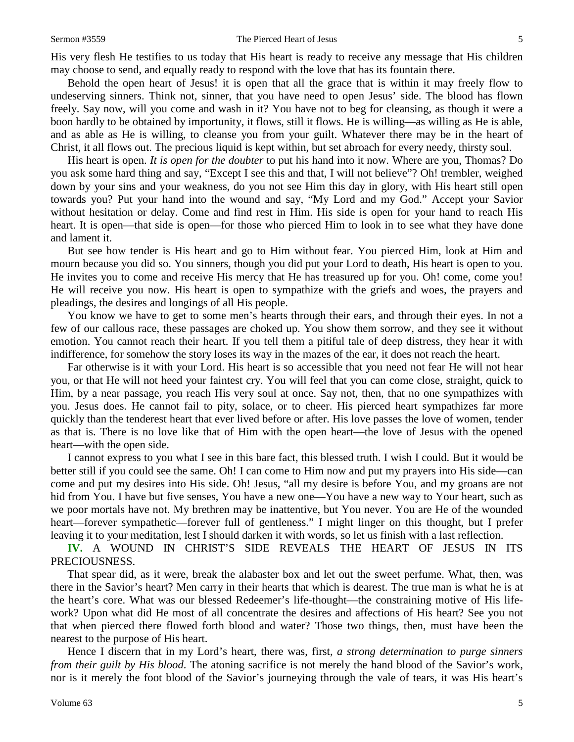His very flesh He testifies to us today that His heart is ready to receive any message that His children may choose to send, and equally ready to respond with the love that has its fountain there.

Behold the open heart of Jesus! it is open that all the grace that is within it may freely flow to undeserving sinners. Think not, sinner, that you have need to open Jesus' side. The blood has flown freely. Say now, will you come and wash in it? You have not to beg for cleansing, as though it were a boon hardly to be obtained by importunity, it flows, still it flows. He is willing—as willing as He is able, and as able as He is willing, to cleanse you from your guilt. Whatever there may be in the heart of Christ, it all flows out. The precious liquid is kept within, but set abroach for every needy, thirsty soul.

His heart is open. *It is open for the doubter* to put his hand into it now. Where are you, Thomas? Do you ask some hard thing and say, "Except I see this and that, I will not believe"? Oh! trembler, weighed down by your sins and your weakness, do you not see Him this day in glory, with His heart still open towards you? Put your hand into the wound and say, "My Lord and my God." Accept your Savior without hesitation or delay. Come and find rest in Him. His side is open for your hand to reach His heart. It is open—that side is open—for those who pierced Him to look in to see what they have done and lament it.

But see how tender is His heart and go to Him without fear. You pierced Him, look at Him and mourn because you did so. You sinners, though you did put your Lord to death, His heart is open to you. He invites you to come and receive His mercy that He has treasured up for you. Oh! come, come you! He will receive you now. His heart is open to sympathize with the griefs and woes, the prayers and pleadings, the desires and longings of all His people.

You know we have to get to some men's hearts through their ears, and through their eyes. In not a few of our callous race, these passages are choked up. You show them sorrow, and they see it without emotion. You cannot reach their heart. If you tell them a pitiful tale of deep distress, they hear it with indifference, for somehow the story loses its way in the mazes of the ear, it does not reach the heart.

Far otherwise is it with your Lord. His heart is so accessible that you need not fear He will not hear you, or that He will not heed your faintest cry. You will feel that you can come close, straight, quick to Him, by a near passage, you reach His very soul at once. Say not, then, that no one sympathizes with you. Jesus does. He cannot fail to pity, solace, or to cheer. His pierced heart sympathizes far more quickly than the tenderest heart that ever lived before or after. His love passes the love of women, tender as that is. There is no love like that of Him with the open heart—the love of Jesus with the opened heart—with the open side.

I cannot express to you what I see in this bare fact, this blessed truth. I wish I could. But it would be better still if you could see the same. Oh! I can come to Him now and put my prayers into His side—can come and put my desires into His side. Oh! Jesus, "all my desire is before You, and my groans are not hid from You. I have but five senses, You have a new one—You have a new way to Your heart, such as we poor mortals have not. My brethren may be inattentive, but You never. You are He of the wounded heart—forever sympathetic—forever full of gentleness." I might linger on this thought, but I prefer leaving it to your meditation, lest I should darken it with words, so let us finish with a last reflection.

**IV.** A WOUND IN CHRIST'S SIDE REVEALS THE HEART OF JESUS IN ITS PRECIOUSNESS.

That spear did, as it were, break the alabaster box and let out the sweet perfume. What, then, was there in the Savior's heart? Men carry in their hearts that which is dearest. The true man is what he is at the heart's core. What was our blessed Redeemer's life-thought—the constraining motive of His life-work? Upon what did He most of all concentrate the desires and affections of His heart? See you not that when pierced there flowed forth blood and water? Those two things, then, must have been the nearest to the purpose of His heart.

Hence I discern that in my Lord's heart, there was, first, *a strong determination to purge sinners from their guilt by His blood*. The atoning sacrifice is not merely the hand blood of the Savior's work, nor is it merely the foot blood of the Savior's journeying through the vale of tears, it was His heart's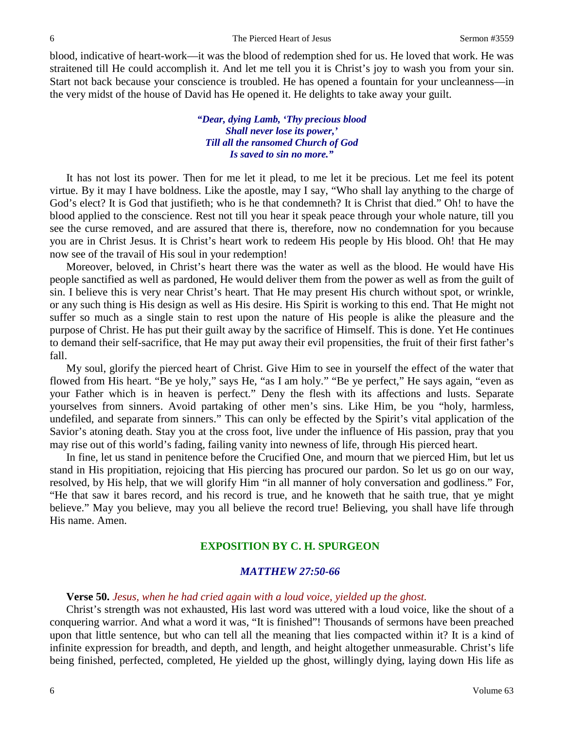blood, indicative of heart-work—it was the blood of redemption shed for us. He loved that work. He was straitened till He could accomplish it. And let me tell you it is Christ's joy to wash you from your sin. Start not back because your conscience is troubled. He has opened a fountain for your uncleanness—in the very midst of the house of David has He opened it. He delights to take away your guilt.

> ***"Dear, dying Lamb, 'Thy precious blood***
> ***Shall never lose its power,'***
> ***Till all the ransomed Church of God***
> ***Is saved to sin no more."***

It has not lost its power. Then for me let it plead, to me let it be precious. Let me feel its potent virtue. By it may I have boldness. Like the apostle, may I say, "Who shall lay anything to the charge of God's elect? It is God that justifieth; who is he that condemneth? It is Christ that died." Oh! to have the blood applied to the conscience. Rest not till you hear it speak peace through your whole nature, till you see the curse removed, and are assured that there is, therefore, now no condemnation for you because you are in Christ Jesus. It is Christ's heart work to redeem His people by His blood. Oh! that He may now see of the travail of His soul in your redemption!

Moreover, beloved, in Christ's heart there was the water as well as the blood. He would have His people sanctified as well as pardoned, He would deliver them from the power as well as from the guilt of sin. I believe this is very near Christ's heart. That He may present His church without spot, or wrinkle, or any such thing is His design as well as His desire. His Spirit is working to this end. That He might not suffer so much as a single stain to rest upon the nature of His people is alike the pleasure and the purpose of Christ. He has put their guilt away by the sacrifice of Himself. This is done. Yet He continues to demand their self-sacrifice, that He may put away their evil propensities, the fruit of their first father's fall.

My soul, glorify the pierced heart of Christ. Give Him to see in yourself the effect of the water that flowed from His heart. "Be ye holy," says He, "as I am holy." "Be ye perfect," He says again, "even as your Father which is in heaven is perfect." Deny the flesh with its affections and lusts. Separate yourselves from sinners. Avoid partaking of other men's sins. Like Him, be you "holy, harmless, undefiled, and separate from sinners." This can only be effected by the Spirit's vital application of the Savior's atoning death. Stay you at the cross foot, live under the influence of His passion, pray that you may rise out of this world's fading, failing vanity into newness of life, through His pierced heart.

In fine, let us stand in penitence before the Crucified One, and mourn that we pierced Him, but let us stand in His propitiation, rejoicing that His piercing has procured our pardon. So let us go on our way, resolved, by His help, that we will glorify Him "in all manner of holy conversation and godliness." For, "He that saw it bares record, and his record is true, and he knoweth that he saith true, that ye might believe." May you believe, may you all believe the record true! Believing, you shall have life through His name. Amen.

## EXPOSITION BY C. H. SPURGEON

### *MATTHEW 27:50-66*

**Verse 50.** *Jesus, when he had cried again with a loud voice, yielded up the ghost.*

Christ's strength was not exhausted, His last word was uttered with a loud voice, like the shout of a conquering warrior. And what a word it was, "It is finished"! Thousands of sermons have been preached upon that little sentence, but who can tell all the meaning that lies compacted within it? It is a kind of infinite expression for breadth, and depth, and length, and height altogether unmeasurable. Christ's life being finished, perfected, completed, He yielded up the ghost, willingly dying, laying down His life as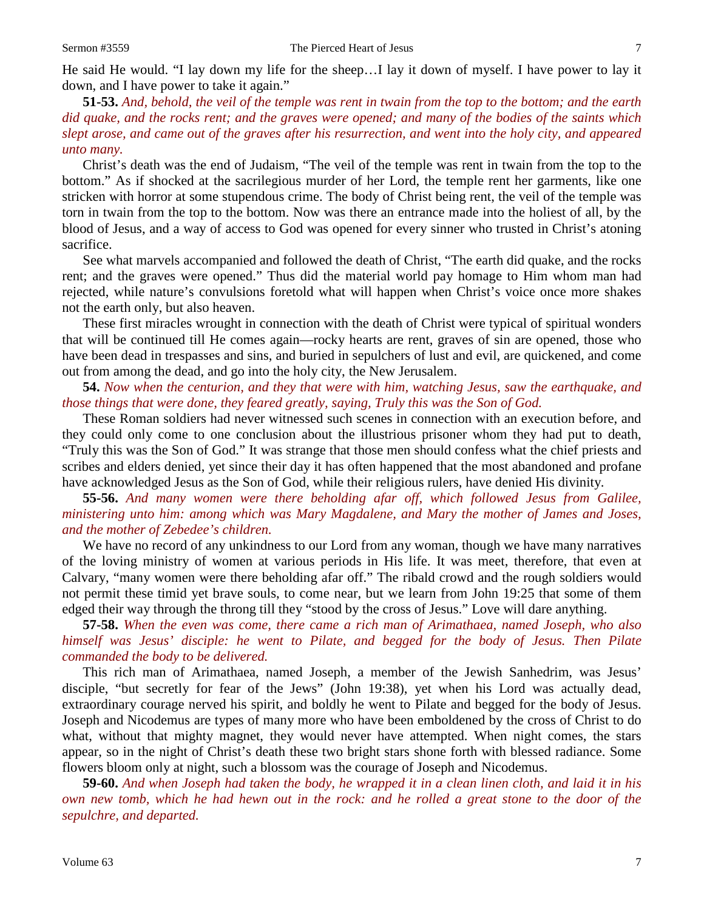He said He would. "I lay down my life for the sheep…I lay it down of myself. I have power to lay it down, and I have power to take it again."

**51-53.** *And, behold, the veil of the temple was rent in twain from the top to the bottom; and the earth did quake, and the rocks rent; and the graves were opened; and many of the bodies of the saints which slept arose, and came out of the graves after his resurrection, and went into the holy city, and appeared unto many.*

Christ's death was the end of Judaism, "The veil of the temple was rent in twain from the top to the bottom." As if shocked at the sacrilegious murder of her Lord, the temple rent her garments, like one stricken with horror at some stupendous crime. The body of Christ being rent, the veil of the temple was torn in twain from the top to the bottom. Now was there an entrance made into the holiest of all, by the blood of Jesus, and a way of access to God was opened for every sinner who trusted in Christ's atoning sacrifice.

See what marvels accompanied and followed the death of Christ, "The earth did quake, and the rocks rent; and the graves were opened." Thus did the material world pay homage to Him whom man had rejected, while nature's convulsions foretold what will happen when Christ's voice once more shakes not the earth only, but also heaven.

These first miracles wrought in connection with the death of Christ were typical of spiritual wonders that will be continued till He comes again—rocky hearts are rent, graves of sin are opened, those who have been dead in trespasses and sins, and buried in sepulchers of lust and evil, are quickened, and come out from among the dead, and go into the holy city, the New Jerusalem.

**54.** *Now when the centurion, and they that were with him, watching Jesus, saw the earthquake, and those things that were done, they feared greatly, saying, Truly this was the Son of God.*

These Roman soldiers had never witnessed such scenes in connection with an execution before, and they could only come to one conclusion about the illustrious prisoner whom they had put to death, "Truly this was the Son of God." It was strange that those men should confess what the chief priests and scribes and elders denied, yet since their day it has often happened that the most abandoned and profane have acknowledged Jesus as the Son of God, while their religious rulers, have denied His divinity.

**55-56.** *And many women were there beholding afar off, which followed Jesus from Galilee, ministering unto him: among which was Mary Magdalene, and Mary the mother of James and Joses, and the mother of Zebedee's children.*

We have no record of any unkindness to our Lord from any woman, though we have many narratives of the loving ministry of women at various periods in His life. It was meet, therefore, that even at Calvary, "many women were there beholding afar off." The ribald crowd and the rough soldiers would not permit these timid yet brave souls, to come near, but we learn from John 19:25 that some of them edged their way through the throng till they "stood by the cross of Jesus." Love will dare anything.

**57-58.** *When the even was come, there came a rich man of Arimathaea, named Joseph, who also himself was Jesus' disciple: he went to Pilate, and begged for the body of Jesus. Then Pilate commanded the body to be delivered.*

This rich man of Arimathaea, named Joseph, a member of the Jewish Sanhedrim, was Jesus' disciple, "but secretly for fear of the Jews" (John 19:38), yet when his Lord was actually dead, extraordinary courage nerved his spirit, and boldly he went to Pilate and begged for the body of Jesus. Joseph and Nicodemus are types of many more who have been emboldened by the cross of Christ to do what, without that mighty magnet, they would never have attempted. When night comes, the stars appear, so in the night of Christ's death these two bright stars shone forth with blessed radiance. Some flowers bloom only at night, such a blossom was the courage of Joseph and Nicodemus.

**59-60.** *And when Joseph had taken the body, he wrapped it in a clean linen cloth, and laid it in his own new tomb, which he had hewn out in the rock: and he rolled a great stone to the door of the sepulchre, and departed.*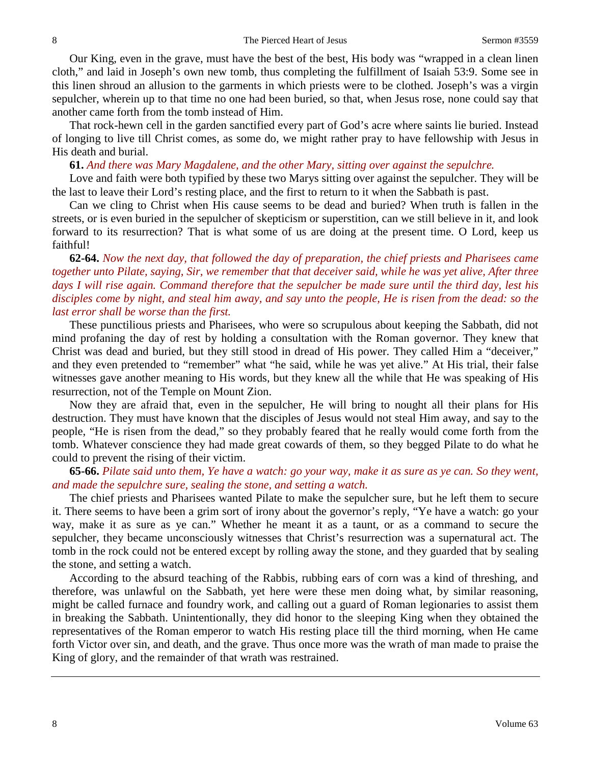Our King, even in the grave, must have the best of the best, His body was "wrapped in a clean linen cloth," and laid in Joseph's own new tomb, thus completing the fulfillment of Isaiah 53:9. Some see in this linen shroud an allusion to the garments in which priests were to be clothed. Joseph's was a virgin sepulcher, wherein up to that time no one had been buried, so that, when Jesus rose, none could say that another came forth from the tomb instead of Him.

That rock-hewn cell in the garden sanctified every part of God's acre where saints lie buried. Instead of longing to live till Christ comes, as some do, we might rather pray to have fellowship with Jesus in His death and burial.

**61.** *And there was Mary Magdalene, and the other Mary, sitting over against the sepulchre.*

Love and faith were both typified by these two Marys sitting over against the sepulcher. They will be the last to leave their Lord's resting place, and the first to return to it when the Sabbath is past.

Can we cling to Christ when His cause seems to be dead and buried? When truth is fallen in the streets, or is even buried in the sepulcher of skepticism or superstition, can we still believe in it, and look forward to its resurrection? That is what some of us are doing at the present time. O Lord, keep us faithful!

**62-64.** *Now the next day, that followed the day of preparation, the chief priests and Pharisees came together unto Pilate, saying, Sir, we remember that that deceiver said, while he was yet alive, After three days I will rise again. Command therefore that the sepulcher be made sure until the third day, lest his disciples come by night, and steal him away, and say unto the people, He is risen from the dead: so the last error shall be worse than the first.*

These punctilious priests and Pharisees, who were so scrupulous about keeping the Sabbath, did not mind profaning the day of rest by holding a consultation with the Roman governor. They knew that Christ was dead and buried, but they still stood in dread of His power. They called Him a "deceiver," and they even pretended to "remember" what "he said, while he was yet alive." At His trial, their false witnesses gave another meaning to His words, but they knew all the while that He was speaking of His resurrection, not of the Temple on Mount Zion.

Now they are afraid that, even in the sepulcher, He will bring to nought all their plans for His destruction. They must have known that the disciples of Jesus would not steal Him away, and say to the people, "He is risen from the dead," so they probably feared that he really would come forth from the tomb. Whatever conscience they had made great cowards of them, so they begged Pilate to do what he could to prevent the rising of their victim.

**65-66.** *Pilate said unto them, Ye have a watch: go your way, make it as sure as ye can. So they went, and made the sepulchre sure, sealing the stone, and setting a watch.*

The chief priests and Pharisees wanted Pilate to make the sepulcher sure, but he left them to secure it. There seems to have been a grim sort of irony about the governor's reply, "Ye have a watch: go your way, make it as sure as ye can." Whether he meant it as a taunt, or as a command to secure the sepulcher, they became unconsciously witnesses that Christ's resurrection was a supernatural act. The tomb in the rock could not be entered except by rolling away the stone, and they guarded that by sealing the stone, and setting a watch.

According to the absurd teaching of the Rabbis, rubbing ears of corn was a kind of threshing, and therefore, was unlawful on the Sabbath, yet here were these men doing what, by similar reasoning, might be called furnace and foundry work, and calling out a guard of Roman legionaries to assist them in breaking the Sabbath. Unintentionally, they did honor to the sleeping King when they obtained the representatives of the Roman emperor to watch His resting place till the third morning, when He came forth Victor over sin, and death, and the grave. Thus once more was the wrath of man made to praise the King of glory, and the remainder of that wrath was restrained.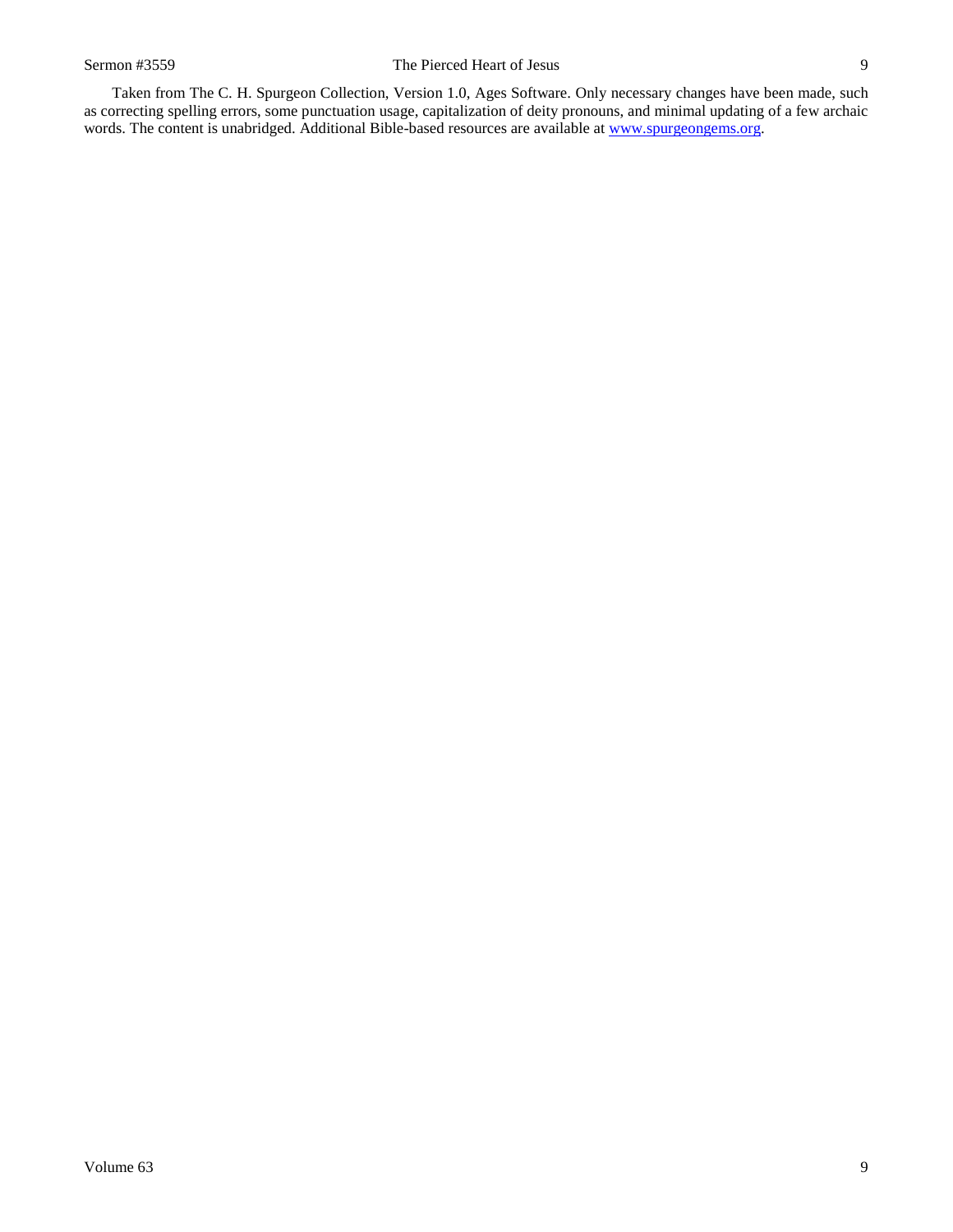Taken from The C. H. Spurgeon Collection, Version 1.0, Ages Software. Only necessary changes have been made, such as correcting spelling errors, some punctuation usage, capitalization of deity pronouns, and minimal updating of a few archaic words. The content is unabridged. Additional Bible-based resources are available at www.spurgeongems.org.